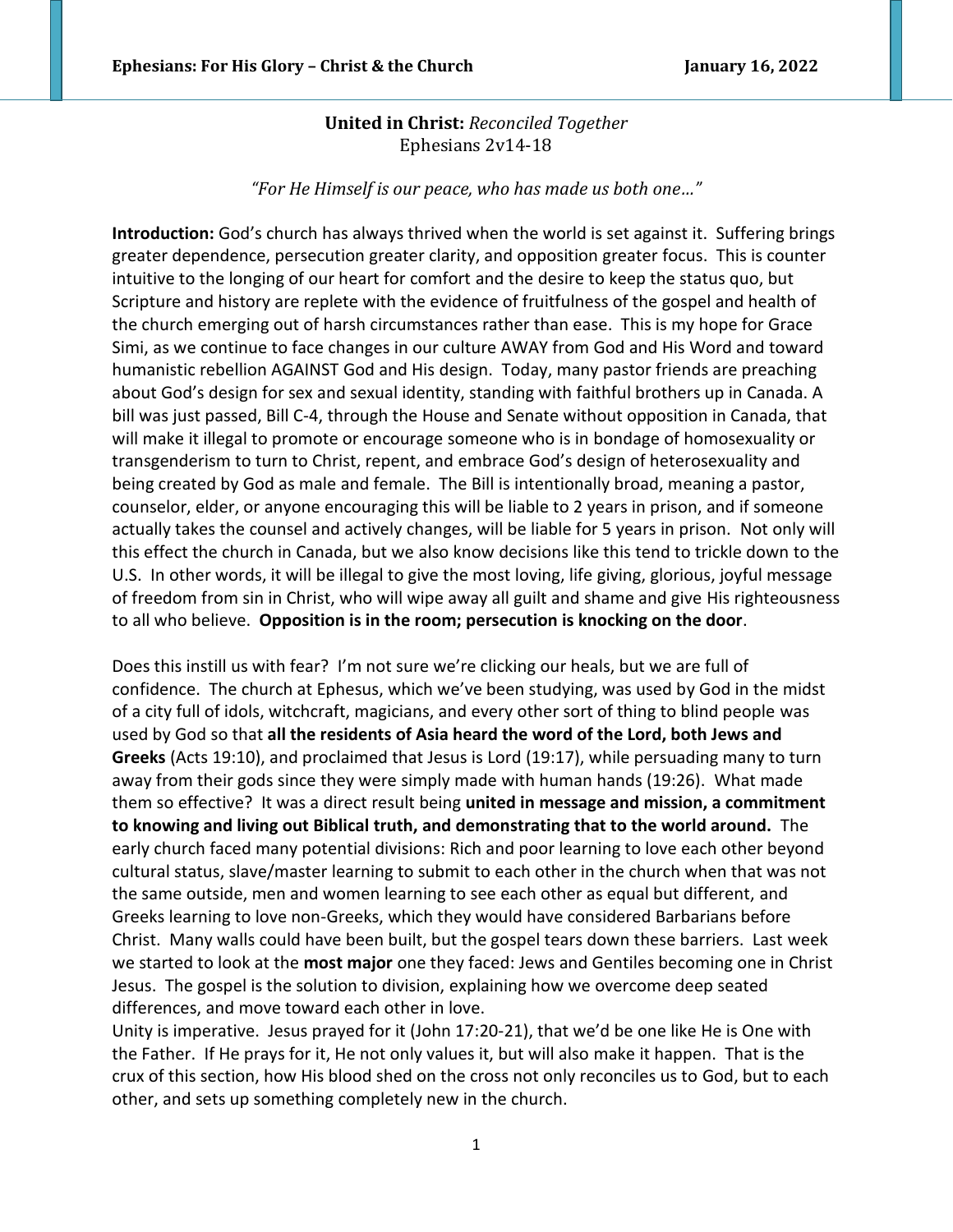**United in Christ:** *Reconciled Together*
Ephesians 2v14-18

*"For He Himself is our peace, who has made us both one…"*

**Introduction:** God's church has always thrived when the world is set against it. Suffering brings greater dependence, persecution greater clarity, and opposition greater focus. This is counter intuitive to the longing of our heart for comfort and the desire to keep the status quo, but Scripture and history are replete with the evidence of fruitfulness of the gospel and health of the church emerging out of harsh circumstances rather than ease. This is my hope for Grace Simi, as we continue to face changes in our culture AWAY from God and His Word and toward humanistic rebellion AGAINST God and His design. Today, many pastor friends are preaching about God's design for sex and sexual identity, standing with faithful brothers up in Canada. A bill was just passed, Bill C-4, through the House and Senate without opposition in Canada, that will make it illegal to promote or encourage someone who is in bondage of homosexuality or transgenderism to turn to Christ, repent, and embrace God's design of heterosexuality and being created by God as male and female. The Bill is intentionally broad, meaning a pastor, counselor, elder, or anyone encouraging this will be liable to 2 years in prison, and if someone actually takes the counsel and actively changes, will be liable for 5 years in prison. Not only will this effect the church in Canada, but we also know decisions like this tend to trickle down to the U.S. In other words, it will be illegal to give the most loving, life giving, glorious, joyful message of freedom from sin in Christ, who will wipe away all guilt and shame and give His righteousness to all who believe. **Opposition is in the room; persecution is knocking on the door**.

Does this instill us with fear? I'm not sure we're clicking our heals, but we are full of confidence. The church at Ephesus, which we've been studying, was used by God in the midst of a city full of idols, witchcraft, magicians, and every other sort of thing to blind people was used by God so that **all the residents of Asia heard the word of the Lord, both Jews and Greeks** (Acts 19:10), and proclaimed that Jesus is Lord (19:17), while persuading many to turn away from their gods since they were simply made with human hands (19:26). What made them so effective? It was a direct result being **united in message and mission, a commitment to knowing and living out Biblical truth, and demonstrating that to the world around.** The early church faced many potential divisions: Rich and poor learning to love each other beyond cultural status, slave/master learning to submit to each other in the church when that was not the same outside, men and women learning to see each other as equal but different, and Greeks learning to love non-Greeks, which they would have considered Barbarians before Christ. Many walls could have been built, but the gospel tears down these barriers. Last week we started to look at the **most major** one they faced: Jews and Gentiles becoming one in Christ Jesus. The gospel is the solution to division, explaining how we overcome deep seated differences, and move toward each other in love.

Unity is imperative. Jesus prayed for it (John 17:20-21), that we'd be one like He is One with the Father. If He prays for it, He not only values it, but will also make it happen. That is the crux of this section, how His blood shed on the cross not only reconciles us to God, but to each other, and sets up something completely new in the church.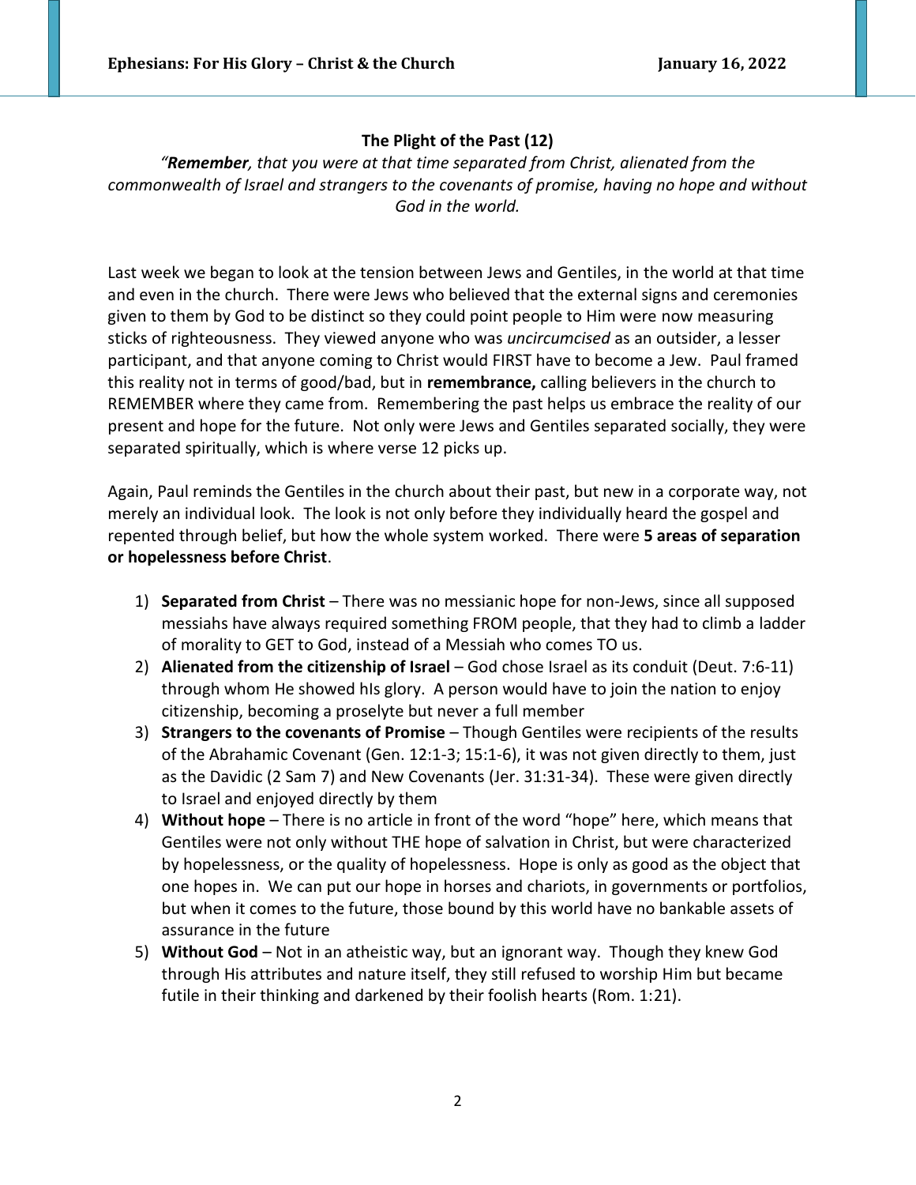**The Plight of the Past (12)**

*"**Remember**, that you were at that time separated from Christ, alienated from the commonwealth of Israel and strangers to the covenants of promise, having no hope and without God in the world.*

Last week we began to look at the tension between Jews and Gentiles, in the world at that time and even in the church. There were Jews who believed that the external signs and ceremonies given to them by God to be distinct so they could point people to Him were now measuring sticks of righteousness. They viewed anyone who was *uncircumcised* as an outsider, a lesser participant, and that anyone coming to Christ would FIRST have to become a Jew. Paul framed this reality not in terms of good/bad, but in **remembrance,** calling believers in the church to REMEMBER where they came from. Remembering the past helps us embrace the reality of our present and hope for the future. Not only were Jews and Gentiles separated socially, they were separated spiritually, which is where verse 12 picks up.

Again, Paul reminds the Gentiles in the church about their past, but new in a corporate way, not merely an individual look. The look is not only before they individually heard the gospel and repented through belief, but how the whole system worked. There were **5 areas of separation or hopelessness before Christ**.

1) **Separated from Christ** – There was no messianic hope for non-Jews, since all supposed messiahs have always required something FROM people, that they had to climb a ladder of morality to GET to God, instead of a Messiah who comes TO us.
2) **Alienated from the citizenship of Israel** – God chose Israel as its conduit (Deut. 7:6-11) through whom He showed hIs glory. A person would have to join the nation to enjoy citizenship, becoming a proselyte but never a full member
3) **Strangers to the covenants of Promise** – Though Gentiles were recipients of the results of the Abrahamic Covenant (Gen. 12:1-3; 15:1-6), it was not given directly to them, just as the Davidic (2 Sam 7) and New Covenants (Jer. 31:31-34). These were given directly to Israel and enjoyed directly by them
4) **Without hope** – There is no article in front of the word "hope" here, which means that Gentiles were not only without THE hope of salvation in Christ, but were characterized by hopelessness, or the quality of hopelessness. Hope is only as good as the object that one hopes in. We can put our hope in horses and chariots, in governments or portfolios, but when it comes to the future, those bound by this world have no bankable assets of assurance in the future
5) **Without God** – Not in an atheistic way, but an ignorant way. Though they knew God through His attributes and nature itself, they still refused to worship Him but became futile in their thinking and darkened by their foolish hearts (Rom. 1:21).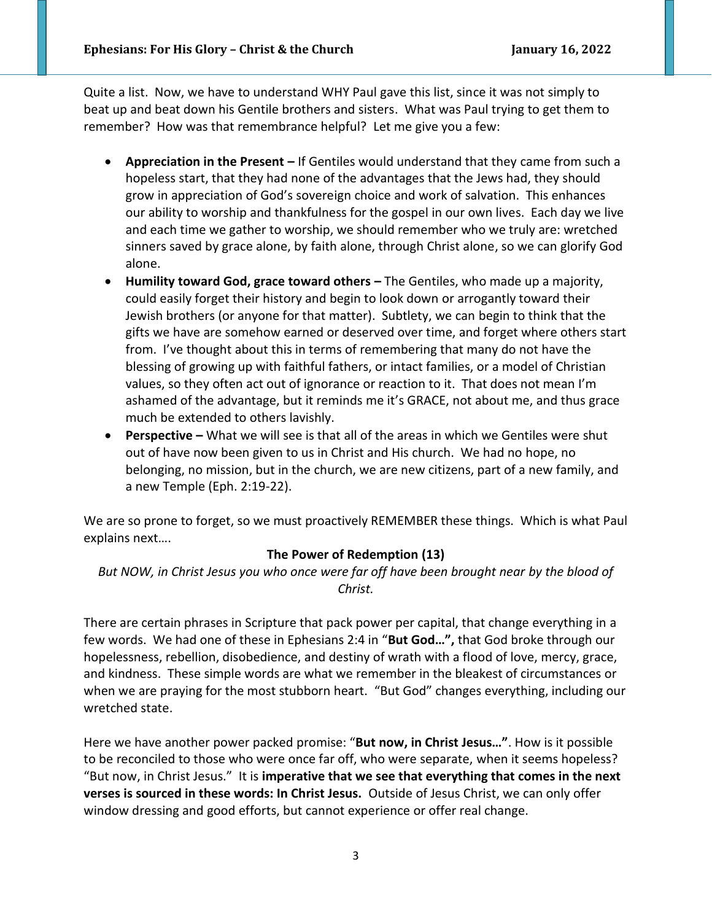Quite a list. Now, we have to understand WHY Paul gave this list, since it was not simply to beat up and beat down his Gentile brothers and sisters. What was Paul trying to get them to remember? How was that remembrance helpful? Let me give you a few:

- **Appreciation in the Present –** If Gentiles would understand that they came from such a hopeless start, that they had none of the advantages that the Jews had, they should grow in appreciation of God's sovereign choice and work of salvation. This enhances our ability to worship and thankfulness for the gospel in our own lives. Each day we live and each time we gather to worship, we should remember who we truly are: wretched sinners saved by grace alone, by faith alone, through Christ alone, so we can glorify God alone.
- **Humility toward God, grace toward others –** The Gentiles, who made up a majority, could easily forget their history and begin to look down or arrogantly toward their Jewish brothers (or anyone for that matter). Subtlety, we can begin to think that the gifts we have are somehow earned or deserved over time, and forget where others start from. I've thought about this in terms of remembering that many do not have the blessing of growing up with faithful fathers, or intact families, or a model of Christian values, so they often act out of ignorance or reaction to it. That does not mean I'm ashamed of the advantage, but it reminds me it's GRACE, not about me, and thus grace much be extended to others lavishly.
- **Perspective –** What we will see is that all of the areas in which we Gentiles were shut out of have now been given to us in Christ and His church. We had no hope, no belonging, no mission, but in the church, we are new citizens, part of a new family, and a new Temple (Eph. 2:19-22).

We are so prone to forget, so we must proactively REMEMBER these things. Which is what Paul explains next….

**The Power of Redemption (13)**

*But NOW, in Christ Jesus you who once were far off have been brought near by the blood of Christ.*

There are certain phrases in Scripture that pack power per capital, that change everything in a few words. We had one of these in Ephesians 2:4 in "**But God…",** that God broke through our hopelessness, rebellion, disobedience, and destiny of wrath with a flood of love, mercy, grace, and kindness. These simple words are what we remember in the bleakest of circumstances or when we are praying for the most stubborn heart. "But God" changes everything, including our wretched state.

Here we have another power packed promise: "**But now, in Christ Jesus…"**. How is it possible to be reconciled to those who were once far off, who were separate, when it seems hopeless? "But now, in Christ Jesus." It is **imperative that we see that everything that comes in the next verses is sourced in these words: In Christ Jesus.** Outside of Jesus Christ, we can only offer window dressing and good efforts, but cannot experience or offer real change.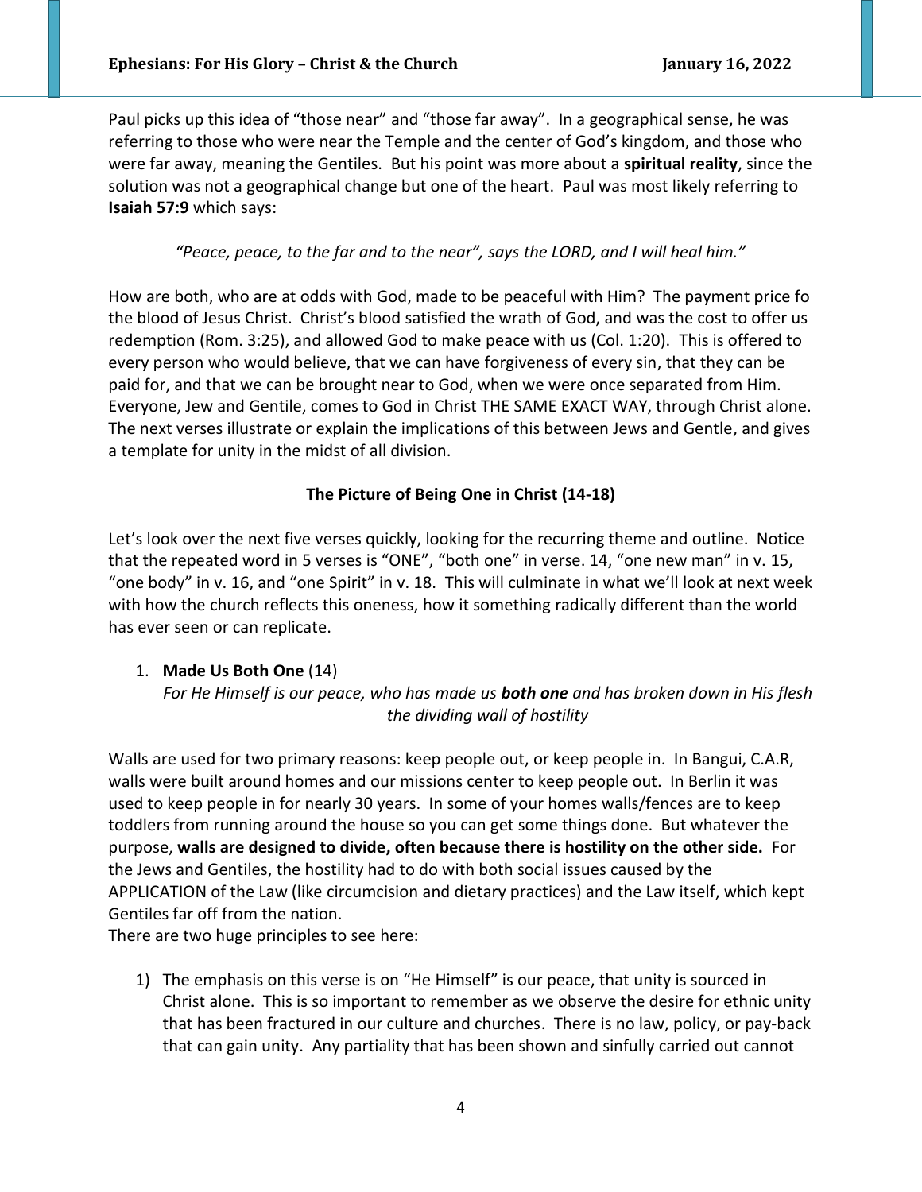Paul picks up this idea of "those near" and "those far away". In a geographical sense, he was referring to those who were near the Temple and the center of God's kingdom, and those who were far away, meaning the Gentiles. But his point was more about a **spiritual reality**, since the solution was not a geographical change but one of the heart. Paul was most likely referring to **Isaiah 57:9** which says:

*"Peace, peace, to the far and to the near", says the LORD, and I will heal him."*

How are both, who are at odds with God, made to be peaceful with Him? The payment price fo the blood of Jesus Christ. Christ's blood satisfied the wrath of God, and was the cost to offer us redemption (Rom. 3:25), and allowed God to make peace with us (Col. 1:20). This is offered to every person who would believe, that we can have forgiveness of every sin, that they can be paid for, and that we can be brought near to God, when we were once separated from Him. Everyone, Jew and Gentile, comes to God in Christ THE SAME EXACT WAY, through Christ alone. The next verses illustrate or explain the implications of this between Jews and Gentle, and gives a template for unity in the midst of all division.

**The Picture of Being One in Christ (14-18)**

Let's look over the next five verses quickly, looking for the recurring theme and outline. Notice that the repeated word in 5 verses is "ONE", "both one" in verse. 14, "one new man" in v. 15, "one body" in v. 16, and "one Spirit" in v. 18. This will culminate in what we'll look at next week with how the church reflects this oneness, how it something radically different than the world has ever seen or can replicate.

1. **Made Us Both One** (14)
   *For He Himself is our peace, who has made us* ***both one*** *and has broken down in His flesh the dividing wall of hostility*

Walls are used for two primary reasons: keep people out, or keep people in. In Bangui, C.A.R, walls were built around homes and our missions center to keep people out. In Berlin it was used to keep people in for nearly 30 years. In some of your homes walls/fences are to keep toddlers from running around the house so you can get some things done. But whatever the purpose, **walls are designed to divide, often because there is hostility on the other side.** For the Jews and Gentiles, the hostility had to do with both social issues caused by the APPLICATION of the Law (like circumcision and dietary practices) and the Law itself, which kept Gentiles far off from the nation.
There are two huge principles to see here:

1) The emphasis on this verse is on "He Himself" is our peace, that unity is sourced in Christ alone. This is so important to remember as we observe the desire for ethnic unity that has been fractured in our culture and churches. There is no law, policy, or pay-back that can gain unity. Any partiality that has been shown and sinfully carried out cannot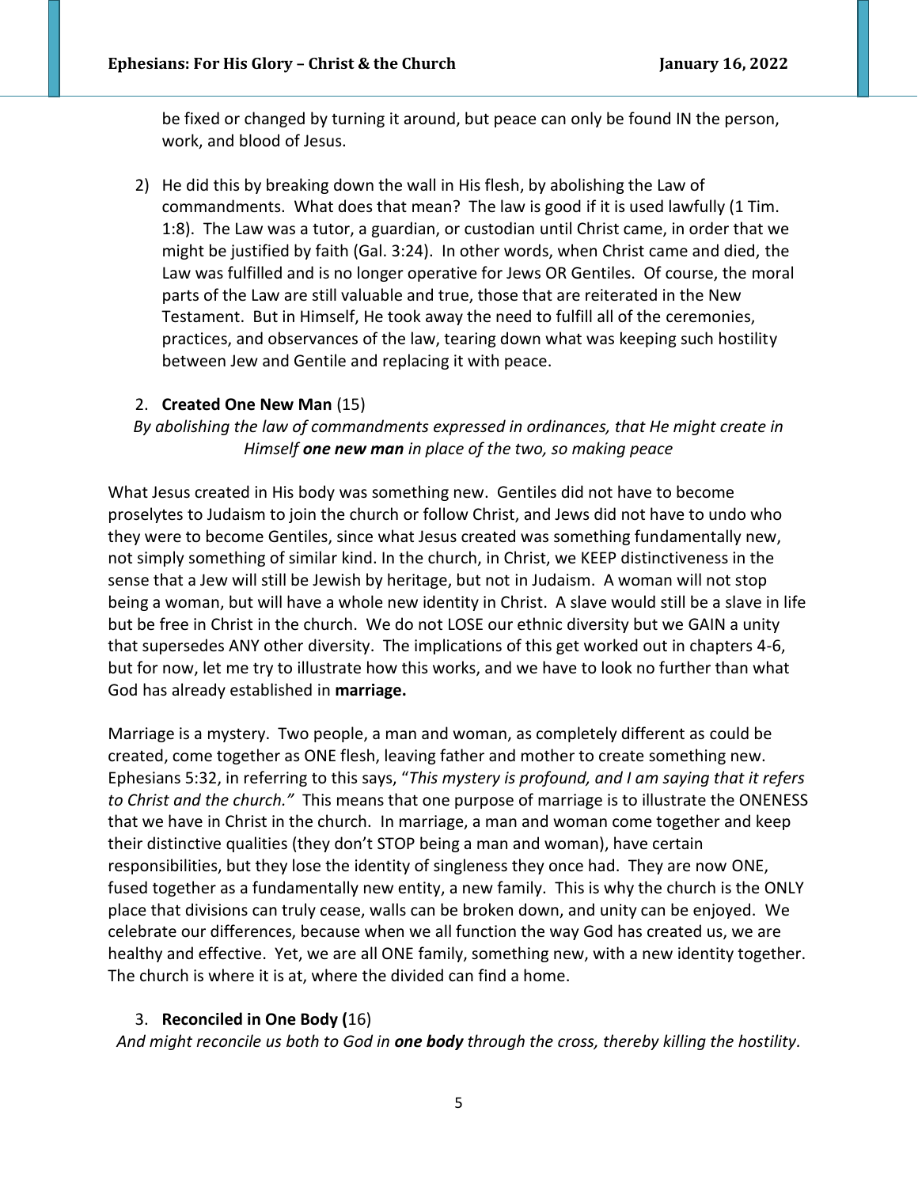be fixed or changed by turning it around, but peace can only be found IN the person, work, and blood of Jesus.

2) He did this by breaking down the wall in His flesh, by abolishing the Law of commandments. What does that mean? The law is good if it is used lawfully (1 Tim. 1:8). The Law was a tutor, a guardian, or custodian until Christ came, in order that we might be justified by faith (Gal. 3:24). In other words, when Christ came and died, the Law was fulfilled and is no longer operative for Jews OR Gentiles. Of course, the moral parts of the Law are still valuable and true, those that are reiterated in the New Testament. But in Himself, He took away the need to fulfill all of the ceremonies, practices, and observances of the law, tearing down what was keeping such hostility between Jew and Gentile and replacing it with peace.

2. **Created One New Man** (15)

*By abolishing the law of commandments expressed in ordinances, that He might create in Himself **one new man** in place of the two, so making peace*

What Jesus created in His body was something new. Gentiles did not have to become proselytes to Judaism to join the church or follow Christ, and Jews did not have to undo who they were to become Gentiles, since what Jesus created was something fundamentally new, not simply something of similar kind. In the church, in Christ, we KEEP distinctiveness in the sense that a Jew will still be Jewish by heritage, but not in Judaism. A woman will not stop being a woman, but will have a whole new identity in Christ. A slave would still be a slave in life but be free in Christ in the church. We do not LOSE our ethnic diversity but we GAIN a unity that supersedes ANY other diversity. The implications of this get worked out in chapters 4-6, but for now, let me try to illustrate how this works, and we have to look no further than what God has already established in **marriage.**

Marriage is a mystery. Two people, a man and woman, as completely different as could be created, come together as ONE flesh, leaving father and mother to create something new. Ephesians 5:32, in referring to this says, "*This mystery is profound, and I am saying that it refers to Christ and the church."* This means that one purpose of marriage is to illustrate the ONENESS that we have in Christ in the church. In marriage, a man and woman come together and keep their distinctive qualities (they don't STOP being a man and woman), have certain responsibilities, but they lose the identity of singleness they once had. They are now ONE, fused together as a fundamentally new entity, a new family. This is why the church is the ONLY place that divisions can truly cease, walls can be broken down, and unity can be enjoyed. We celebrate our differences, because when we all function the way God has created us, we are healthy and effective. Yet, we are all ONE family, something new, with a new identity together. The church is where it is at, where the divided can find a home.

3. **Reconciled in One Body (**16)

*And might reconcile us both to God in **one body** through the cross, thereby killing the hostility.*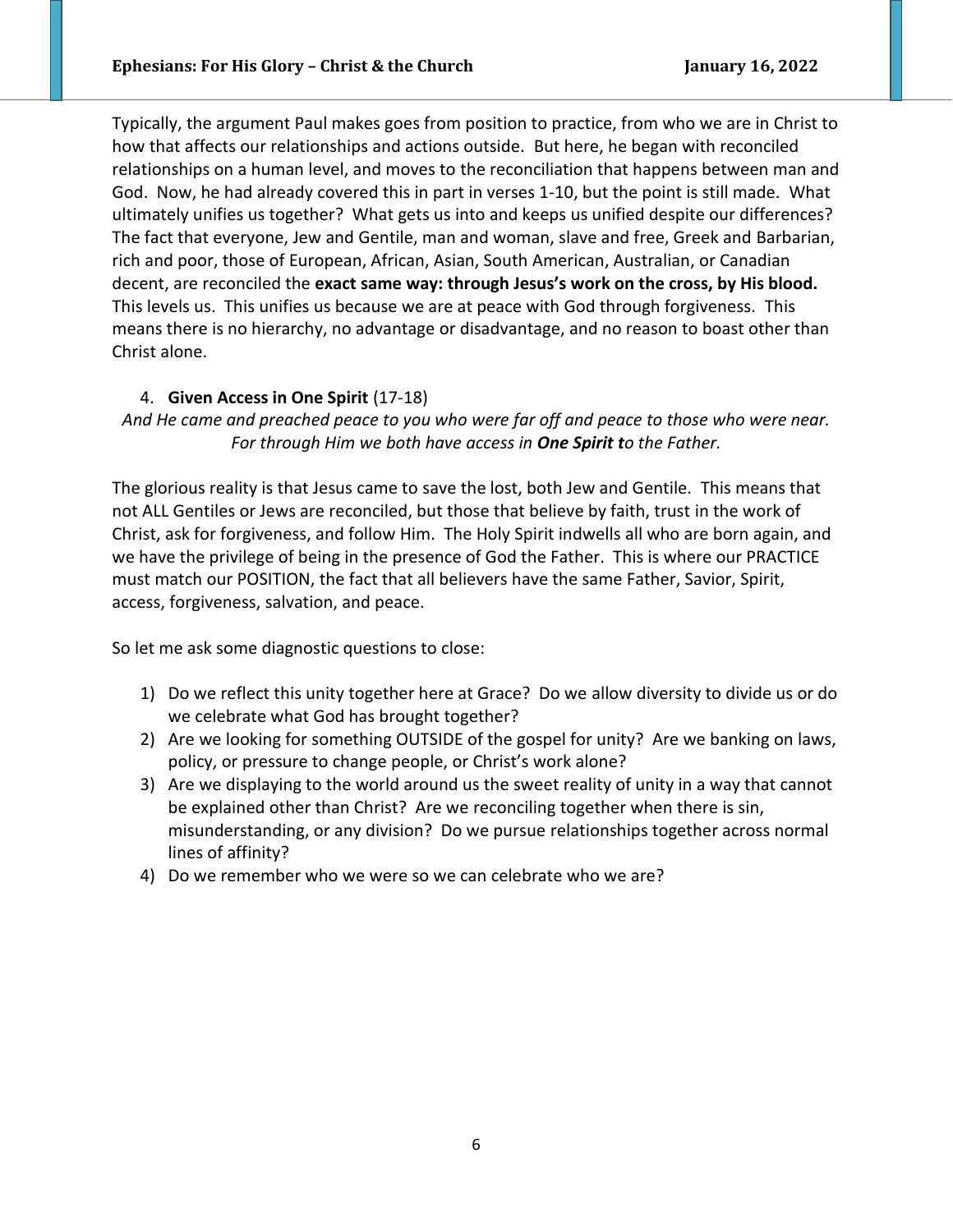Typically, the argument Paul makes goes from position to practice, from who we are in Christ to how that affects our relationships and actions outside. But here, he began with reconciled relationships on a human level, and moves to the reconciliation that happens between man and God. Now, he had already covered this in part in verses 1-10, but the point is still made. What ultimately unifies us together? What gets us into and keeps us unified despite our differences? The fact that everyone, Jew and Gentile, man and woman, slave and free, Greek and Barbarian, rich and poor, those of European, African, Asian, South American, Australian, or Canadian decent, are reconciled the **exact same way: through Jesus's work on the cross, by His blood.** This levels us. This unifies us because we are at peace with God through forgiveness. This means there is no hierarchy, no advantage or disadvantage, and no reason to boast other than Christ alone.

4. **Given Access in One Spirit** (17-18)

*And He came and preached peace to you who were far off and peace to those who were near. For through Him we both have access in **One Spirit t**o the Father.*

The glorious reality is that Jesus came to save the lost, both Jew and Gentile. This means that not ALL Gentiles or Jews are reconciled, but those that believe by faith, trust in the work of Christ, ask for forgiveness, and follow Him. The Holy Spirit indwells all who are born again, and we have the privilege of being in the presence of God the Father. This is where our PRACTICE must match our POSITION, the fact that all believers have the same Father, Savior, Spirit, access, forgiveness, salvation, and peace.

So let me ask some diagnostic questions to close:

1) Do we reflect this unity together here at Grace? Do we allow diversity to divide us or do we celebrate what God has brought together?
2) Are we looking for something OUTSIDE of the gospel for unity? Are we banking on laws, policy, or pressure to change people, or Christ's work alone?
3) Are we displaying to the world around us the sweet reality of unity in a way that cannot be explained other than Christ? Are we reconciling together when there is sin, misunderstanding, or any division? Do we pursue relationships together across normal lines of affinity?
4) Do we remember who we were so we can celebrate who we are?